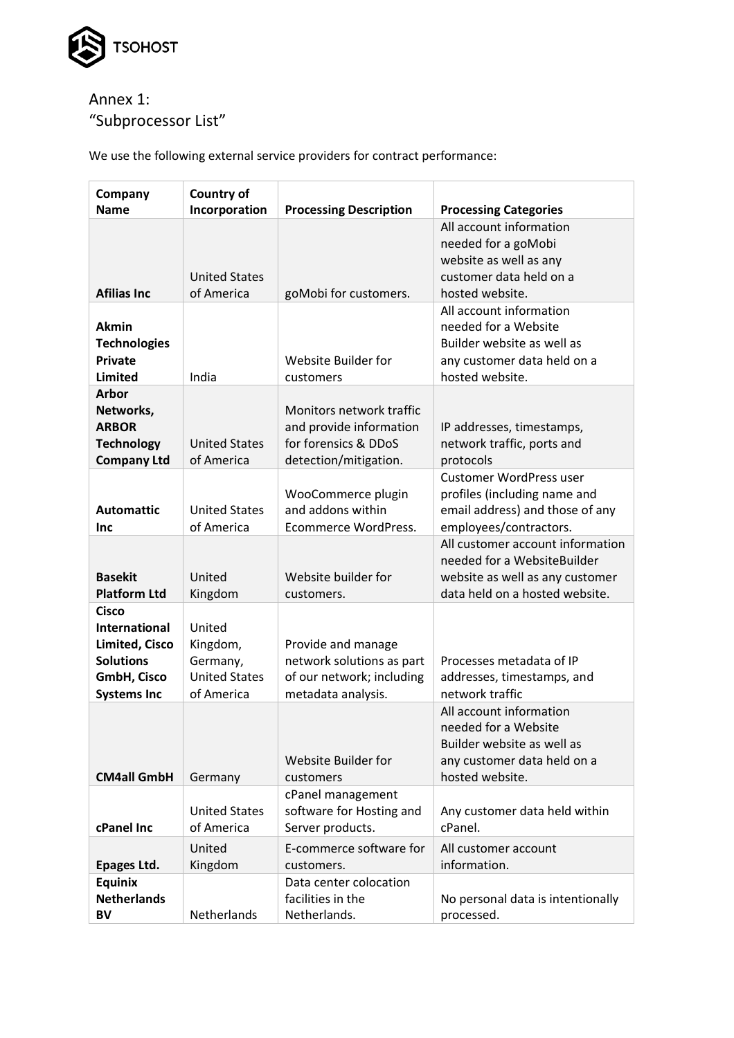# Annex 1:
# "Subprocessor List"

We use the following external service providers for contract performance:

| Company Name | Country of Incorporation | Processing Description | Processing Categories |
|---|---|---|---|
| **Afilias Inc** | United States of America | goMobi for customers. | All account information needed for a goMobi website as well as any customer data held on a hosted website. |
| **Akmin Technologies Private Limited** | India | Website Builder for customers | All account information needed for a Website Builder website as well as any customer data held on a hosted website. |
| **Arbor Networks, ARBOR Technology Company Ltd** | United States of America | Monitors network traffic and provide information for forensics & DDoS detection/mitigation. | IP addresses, timestamps, network traffic, ports and protocols |
| **Automattic Inc** | United States of America | WooCommerce plugin and addons within Ecommerce WordPress. | Customer WordPress user profiles (including name and email address) and those of any employees/contractors. |
| **Basekit Platform Ltd** | United Kingdom | Website builder for customers. | All customer account information needed for a WebsiteBuilder website as well as any customer data held on a hosted website. |
| **Cisco International Limited, Cisco Solutions GmbH, Cisco Systems Inc** | United Kingdom, Germany, United States of America | Provide and manage network solutions as part of our network; including metadata analysis. | Processes metadata of IP addresses, timestamps, and network traffic |
| **CM4all GmbH** | Germany | Website Builder for customers | All account information needed for a Website Builder website as well as any customer data held on a hosted website. |
| **cPanel Inc** | United States of America | cPanel management software for Hosting and Server products. | Any customer data held within cPanel. |
| **Epages Ltd.** | United Kingdom | E-commerce software for customers. | All customer account information. |
| **Equinix Netherlands BV** | Netherlands | Data center colocation facilities in the Netherlands. | No personal data is intentionally processed. |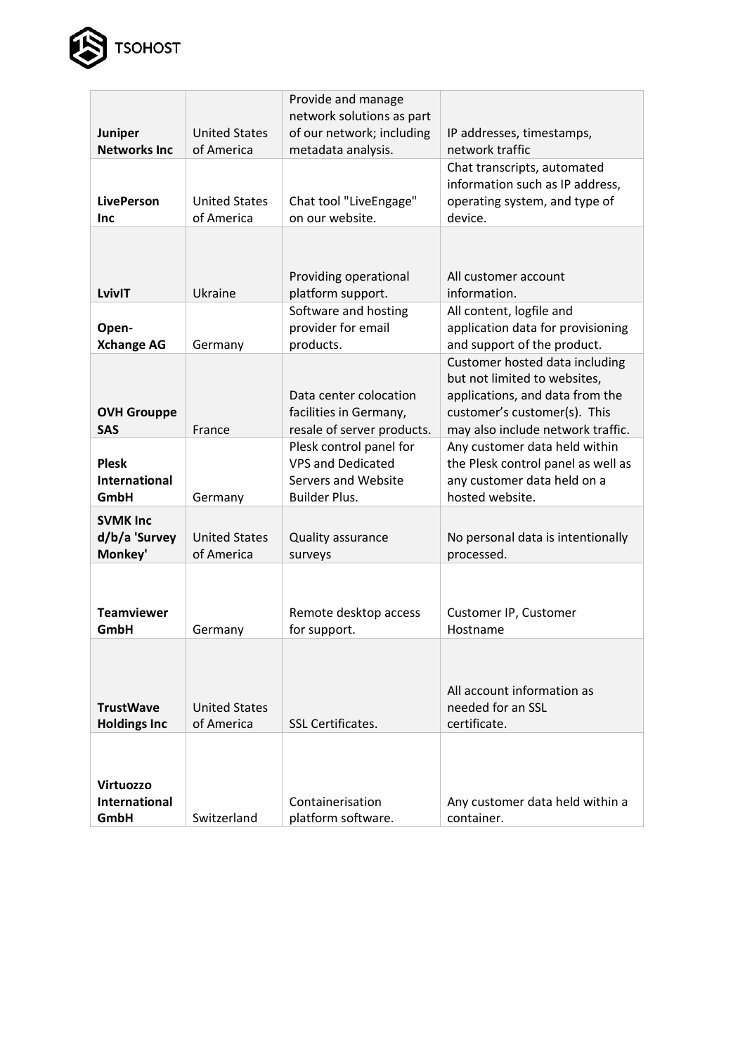| | | | |
|---|---|---|---|
| **Juniper Networks Inc** | United States of America | Provide and manage network solutions as part of our network; including metadata analysis. | IP addresses, timestamps, network traffic |
| **LivePerson Inc** | United States of America | Chat tool "LiveEngage" on our website. | Chat transcripts, automated information such as IP address, operating system, and type of device. |
| **LvivIT** | Ukraine | Providing operational platform support. | All customer account information. |
| **Open-Xchange AG** | Germany | Software and hosting provider for email products. | All content, logfile and application data for provisioning and support of the product. |
| **OVH Grouppe SAS** | France | Data center colocation facilities in Germany, resale of server products. | Customer hosted data including but not limited to websites, applications, and data from the customer's customer(s). This may also include network traffic. |
| **Plesk International GmbH** | Germany | Plesk control panel for VPS and Dedicated Servers and Website Builder Plus. | Any customer data held within the Plesk control panel as well as any customer data held on a hosted website. |
| **SVMK Inc d/b/a 'Survey Monkey'** | United States of America | Quality assurance surveys | No personal data is intentionally processed. |
| **Teamviewer GmbH** | Germany | Remote desktop access for support. | Customer IP, Customer Hostname |
| **TrustWave Holdings Inc** | United States of America | SSL Certificates. | All account information as needed for an SSL certificate. |
| **Virtuozzo International GmbH** | Switzerland | Containerisation platform software. | Any customer data held within a container. |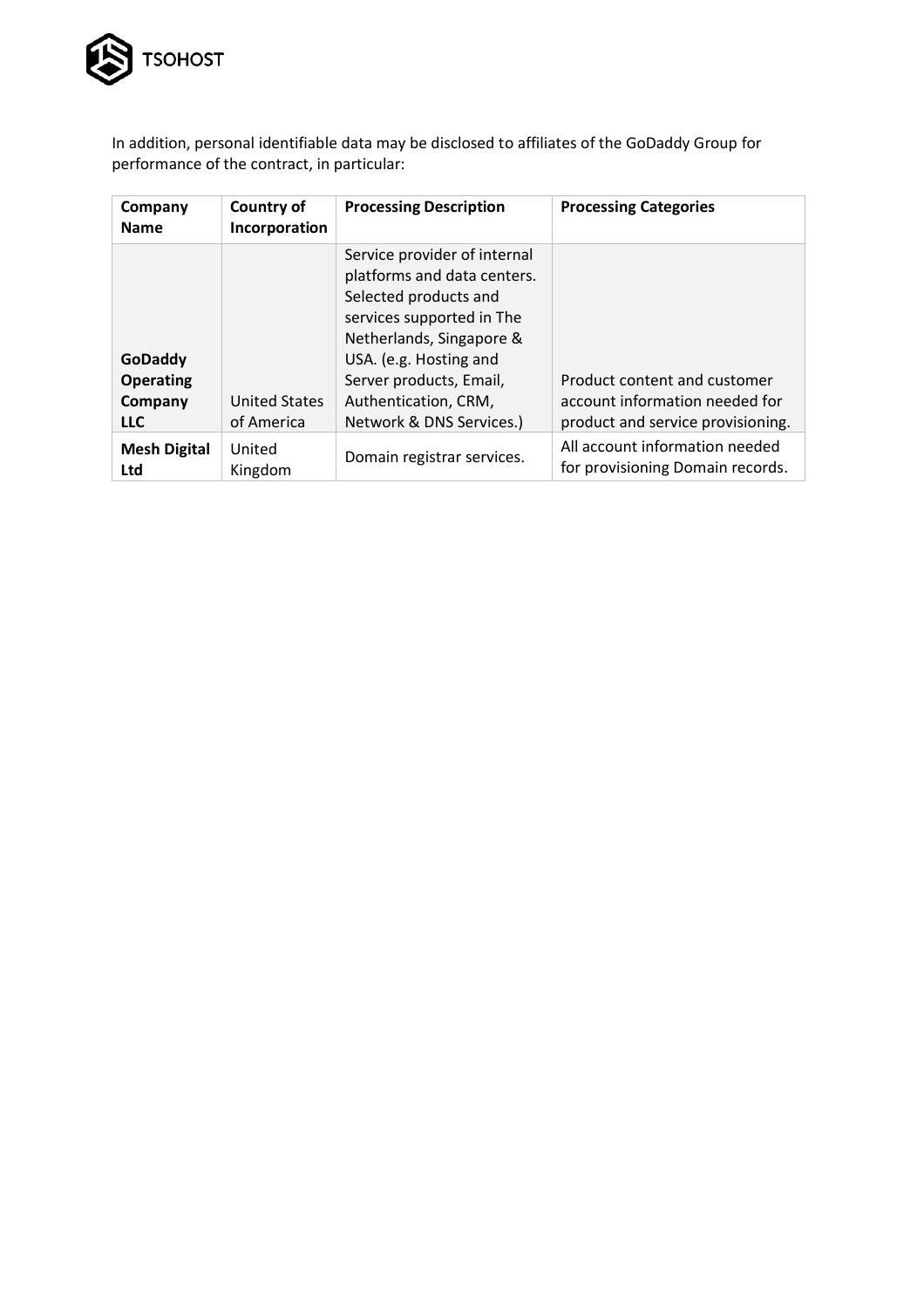In addition, personal identifiable data may be disclosed to affiliates of the GoDaddy Group for performance of the contract, in particular:

| Company Name | Country of Incorporation | Processing Description | Processing Categories |
| --- | --- | --- | --- |
| **GoDaddy Operating Company LLC** | United States of America | Service provider of internal platforms and data centers. Selected products and services supported in The Netherlands, Singapore & USA. (e.g. Hosting and Server products, Email, Authentication, CRM, Network & DNS Services.) | Product content and customer account information needed for product and service provisioning. |
| **Mesh Digital Ltd** | United Kingdom | Domain registrar services. | All account information needed for provisioning Domain records. |